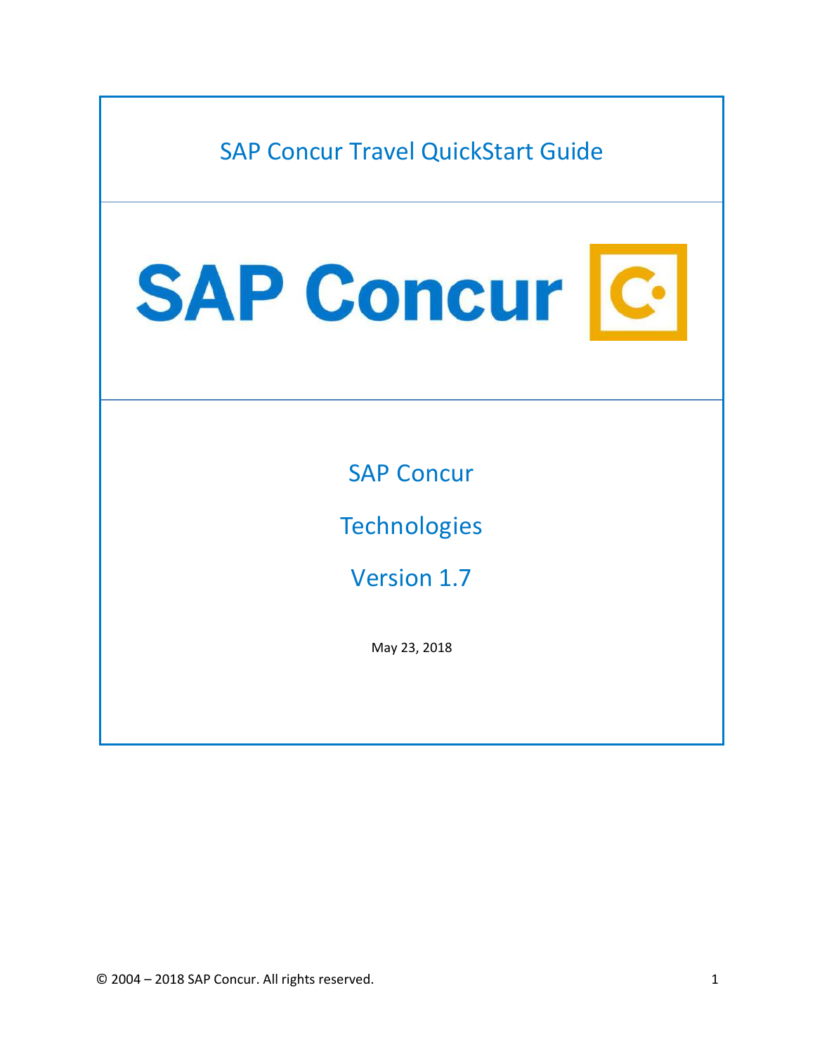# SAP Concur Travel QuickStart Guide

SAP Concur

SAP Concur

Technologies

Version 1.7

May 23, 2018

© 2004 – 2018 SAP Concur. All rights reserved.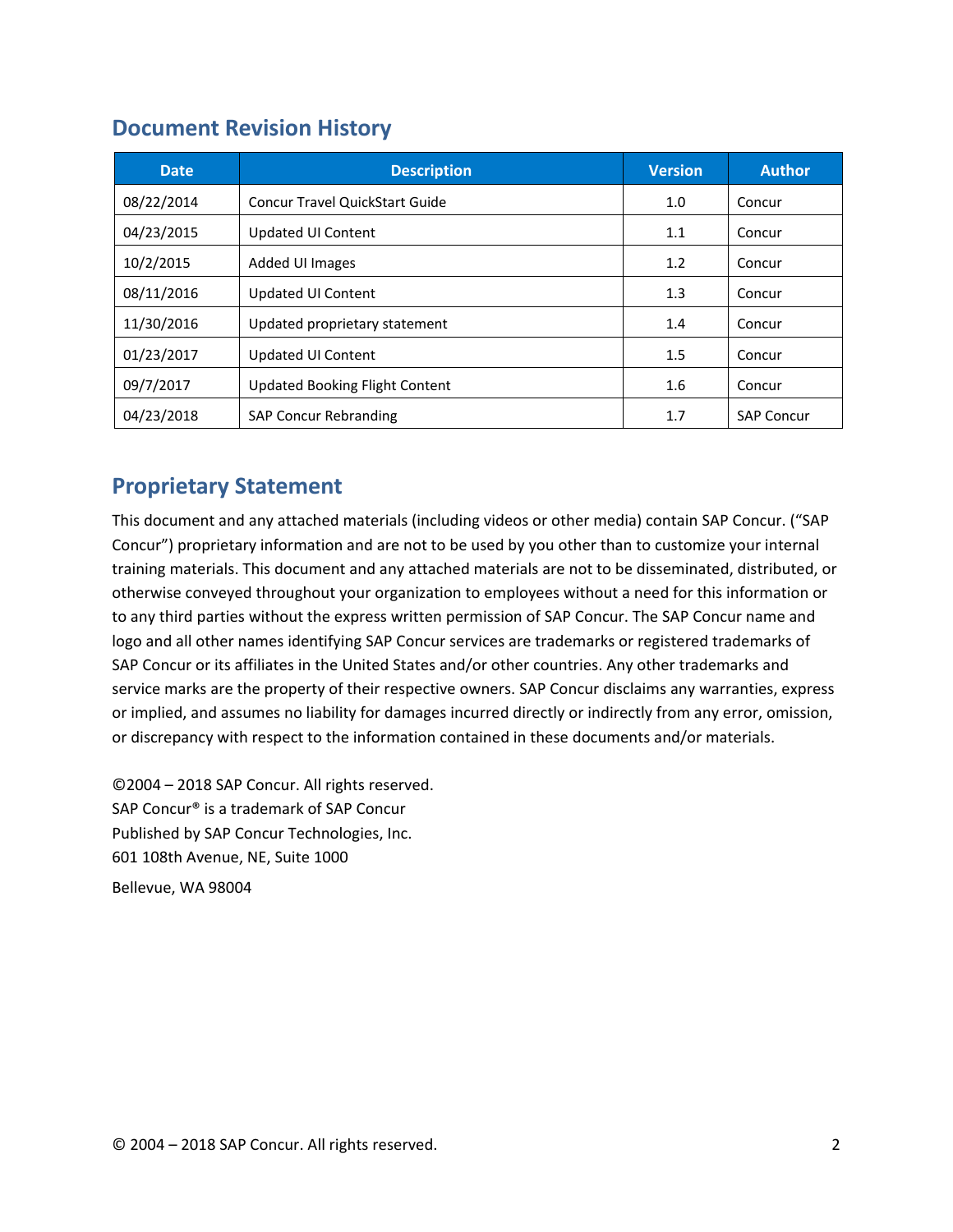## Document Revision History

| Date | Description | Version | Author |
| --- | --- | --- | --- |
| 08/22/2014 | Concur Travel QuickStart Guide | 1.0 | Concur |
| 04/23/2015 | Updated UI Content | 1.1 | Concur |
| 10/2/2015 | Added UI Images | 1.2 | Concur |
| 08/11/2016 | Updated UI Content | 1.3 | Concur |
| 11/30/2016 | Updated proprietary statement | 1.4 | Concur |
| 01/23/2017 | Updated UI Content | 1.5 | Concur |
| 09/7/2017 | Updated Booking Flight Content | 1.6 | Concur |
| 04/23/2018 | SAP Concur Rebranding | 1.7 | SAP Concur |

## Proprietary Statement

This document and any attached materials (including videos or other media) contain SAP Concur. ("SAP Concur") proprietary information and are not to be used by you other than to customize your internal training materials. This document and any attached materials are not to be disseminated, distributed, or otherwise conveyed throughout your organization to employees without a need for this information or to any third parties without the express written permission of SAP Concur. The SAP Concur name and logo and all other names identifying SAP Concur services are trademarks or registered trademarks of SAP Concur or its affiliates in the United States and/or other countries. Any other trademarks and service marks are the property of their respective owners. SAP Concur disclaims any warranties, express or implied, and assumes no liability for damages incurred directly or indirectly from any error, omission, or discrepancy with respect to the information contained in these documents and/or materials.

©2004 – 2018 SAP Concur. All rights reserved.
SAP Concur® is a trademark of SAP Concur
Published by SAP Concur Technologies, Inc.
601 108th Avenue, NE, Suite 1000

Bellevue, WA 98004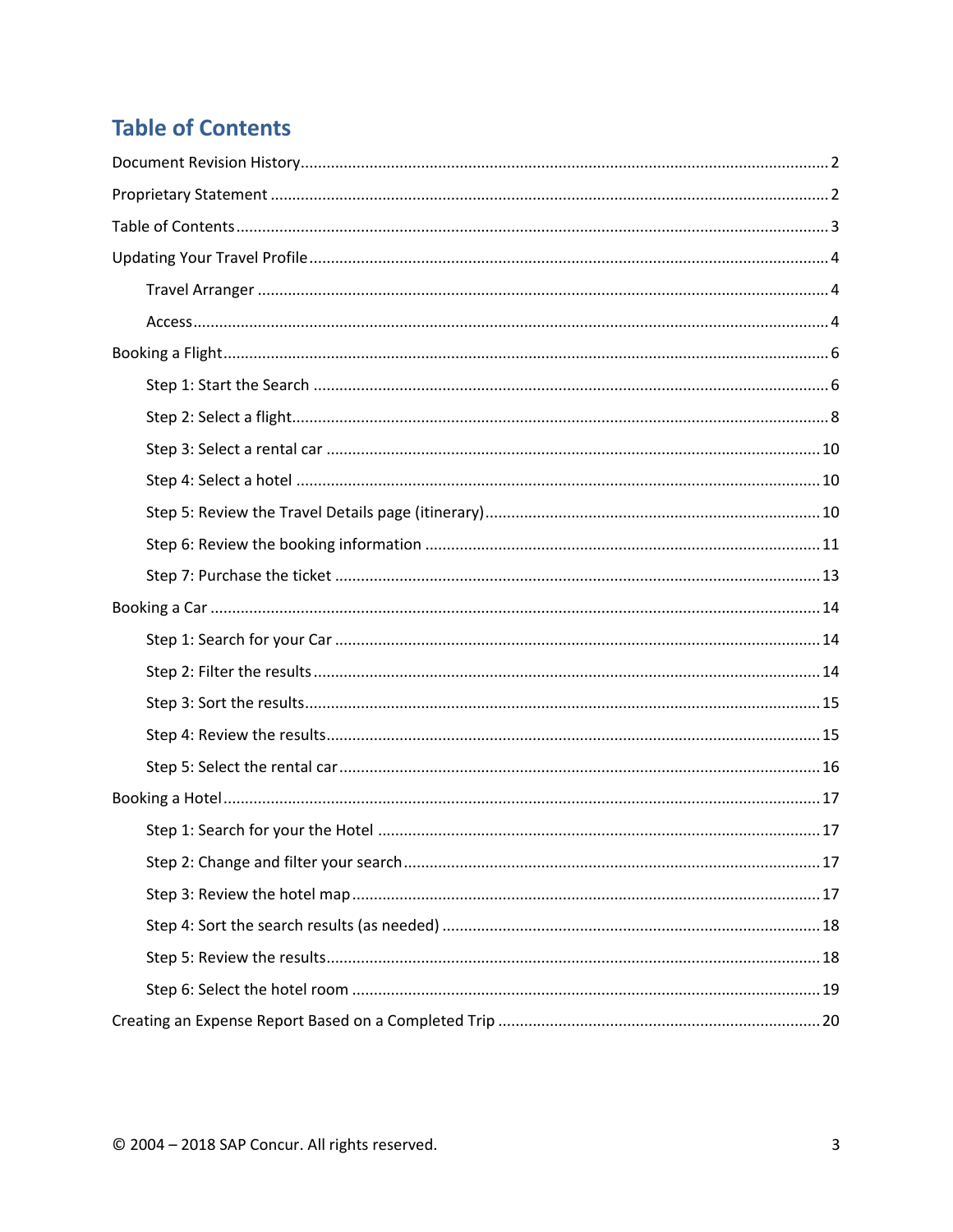# Table of Contents

Document Revision History .......... 2

Proprietary Statement .......... 2

Table of Contents .......... 3

Updating Your Travel Profile .......... 4

- Travel Arranger .......... 4
- Access .......... 4

Booking a Flight .......... 6

- Step 1: Start the Search .......... 6
- Step 2: Select a flight .......... 8
- Step 3: Select a rental car .......... 10
- Step 4: Select a hotel .......... 10
- Step 5: Review the Travel Details page (itinerary) .......... 10
- Step 6: Review the booking information .......... 11
- Step 7: Purchase the ticket .......... 13

Booking a Car .......... 14

- Step 1: Search for your Car .......... 14
- Step 2: Filter the results .......... 14
- Step 3: Sort the results .......... 15
- Step 4: Review the results .......... 15
- Step 5: Select the rental car .......... 16

Booking a Hotel .......... 17

- Step 1: Search for your the Hotel .......... 17
- Step 2: Change and filter your search .......... 17
- Step 3: Review the hotel map .......... 17
- Step 4: Sort the search results (as needed) .......... 18
- Step 5: Review the results .......... 18
- Step 6: Select the hotel room .......... 19

Creating an Expense Report Based on a Completed Trip .......... 20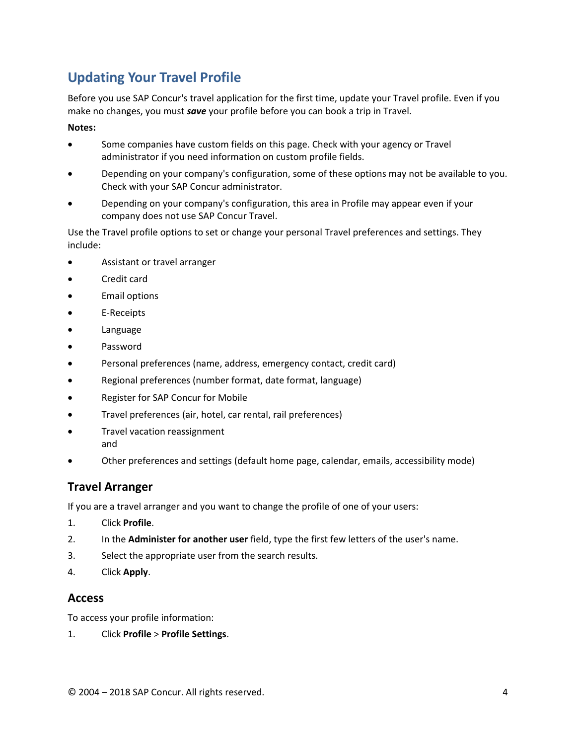# Updating Your Travel Profile

Before you use SAP Concur's travel application for the first time, update your Travel profile. Even if you make no changes, you must ***save*** your profile before you can book a trip in Travel.

**Notes:**

- Some companies have custom fields on this page. Check with your agency or Travel administrator if you need information on custom profile fields.
- Depending on your company's configuration, some of these options may not be available to you. Check with your SAP Concur administrator.
- Depending on your company's configuration, this area in Profile may appear even if your company does not use SAP Concur Travel.

Use the Travel profile options to set or change your personal Travel preferences and settings. They include:

- Assistant or travel arranger
- Credit card
- Email options
- E-Receipts
- Language
- Password
- Personal preferences (name, address, emergency contact, credit card)
- Regional preferences (number format, date format, language)
- Register for SAP Concur for Mobile
- Travel preferences (air, hotel, car rental, rail preferences)
- Travel vacation reassignment
  and
- Other preferences and settings (default home page, calendar, emails, accessibility mode)

## Travel Arranger

If you are a travel arranger and you want to change the profile of one of your users:

1. Click **Profile**.
2. In the **Administer for another user** field, type the first few letters of the user's name.
3. Select the appropriate user from the search results.
4. Click **Apply**.

## Access

To access your profile information:

1. Click **Profile** > **Profile Settings**.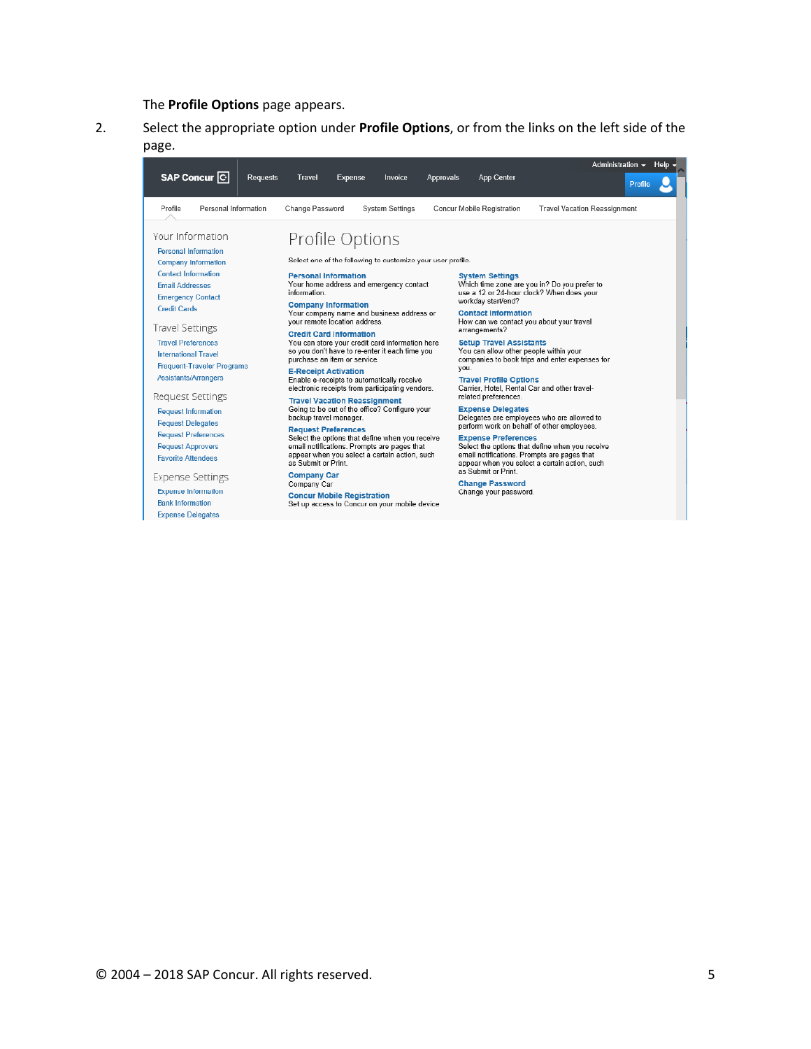The **Profile Options** page appears.

2. Select the appropriate option under **Profile Options**, or from the links on the left side of the page.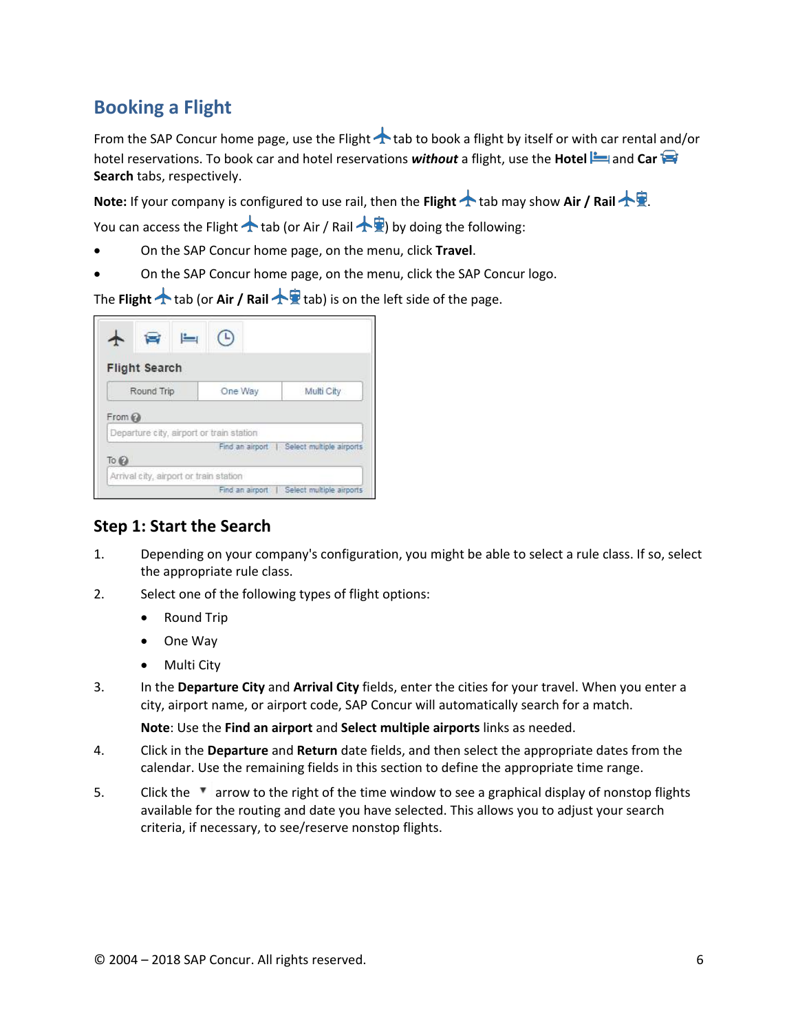## Booking a Flight

From the SAP Concur home page, use the Flight tab to book a flight by itself or with car rental and/or hotel reservations. To book car and hotel reservations ***without*** a flight, use the **Hotel** and **Car Search** tabs, respectively.

**Note:** If your company is configured to use rail, then the **Flight** tab may show **Air / Rail**.

You can access the Flight tab (or Air / Rail) by doing the following:

- On the SAP Concur home page, on the menu, click **Travel**.
- On the SAP Concur home page, on the menu, click the SAP Concur logo.

The **Flight** tab (or **Air / Rail** tab) is on the left side of the page.

### Step 1: Start the Search

1. Depending on your company's configuration, you might be able to select a rule class. If so, select the appropriate rule class.
2. Select one of the following types of flight options:
   - Round Trip
   - One Way
   - Multi City
3. In the **Departure City** and **Arrival City** fields, enter the cities for your travel. When you enter a city, airport name, or airport code, SAP Concur will automatically search for a match.

   **Note**: Use the **Find an airport** and **Select multiple airports** links as needed.
4. Click in the **Departure** and **Return** date fields, and then select the appropriate dates from the calendar. Use the remaining fields in this section to define the appropriate time range.
5. Click the ▾ arrow to the right of the time window to see a graphical display of nonstop flights available for the routing and date you have selected. This allows you to adjust your search criteria, if necessary, to see/reserve nonstop flights.

© 2004 – 2018 SAP Concur. All rights reserved.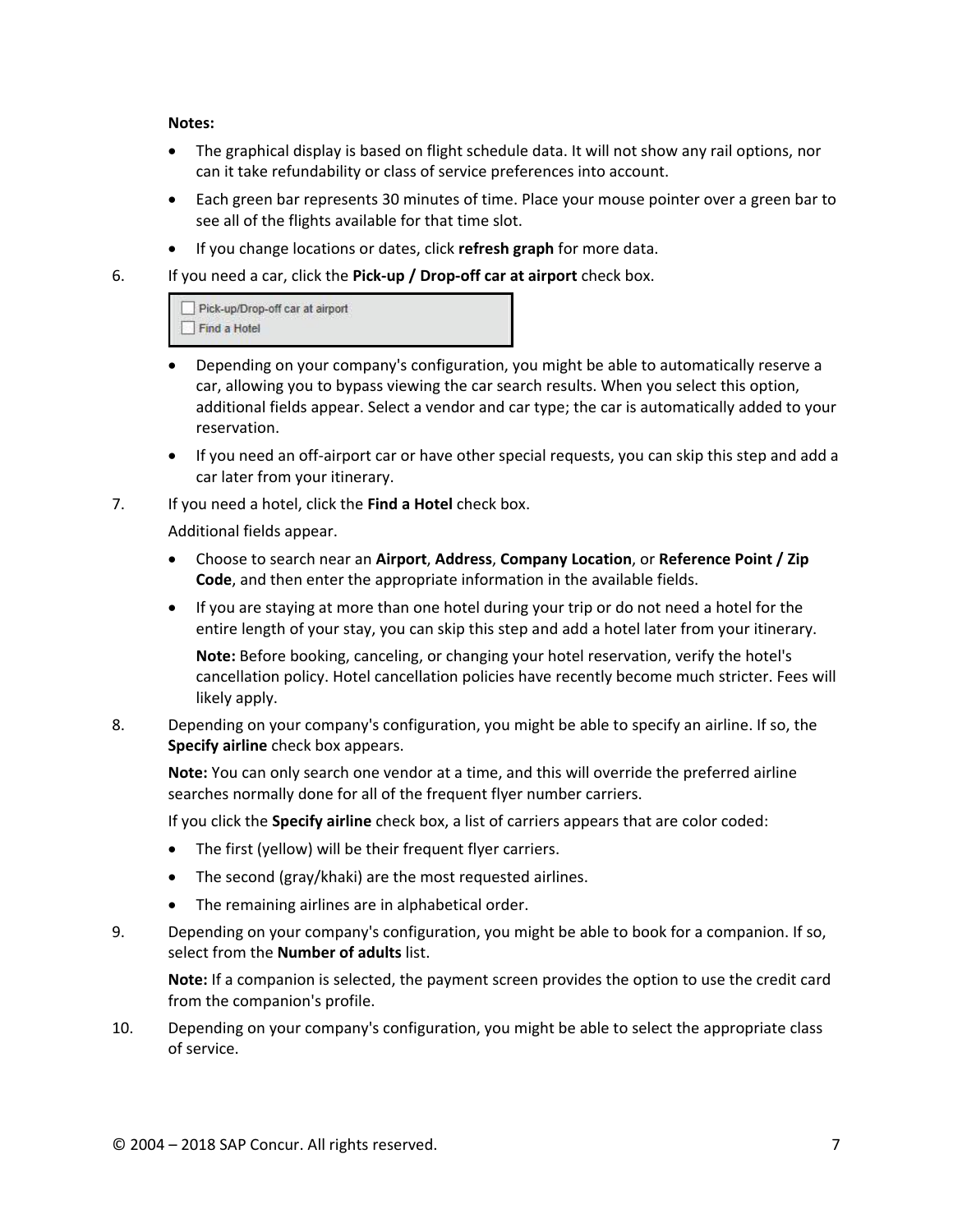**Notes:**

- The graphical display is based on flight schedule data. It will not show any rail options, nor can it take refundability or class of service preferences into account.
- Each green bar represents 30 minutes of time. Place your mouse pointer over a green bar to see all of the flights available for that time slot.
- If you change locations or dates, click **refresh graph** for more data.

6. If you need a car, click the **Pick-up / Drop-off car at airport** check box.

   - Depending on your company's configuration, you might be able to automatically reserve a car, allowing you to bypass viewing the car search results. When you select this option, additional fields appear. Select a vendor and car type; the car is automatically added to your reservation.
   - If you need an off-airport car or have other special requests, you can skip this step and add a car later from your itinerary.

7. If you need a hotel, click the **Find a Hotel** check box.

   Additional fields appear.

   - Choose to search near an **Airport**, **Address**, **Company Location**, or **Reference Point / Zip Code**, and then enter the appropriate information in the available fields.
   - If you are staying at more than one hotel during your trip or do not need a hotel for the entire length of your stay, you can skip this step and add a hotel later from your itinerary.

     **Note:** Before booking, canceling, or changing your hotel reservation, verify the hotel's cancellation policy. Hotel cancellation policies have recently become much stricter. Fees will likely apply.

8. Depending on your company's configuration, you might be able to specify an airline. If so, the **Specify airline** check box appears.

   **Note:** You can only search one vendor at a time, and this will override the preferred airline searches normally done for all of the frequent flyer number carriers.

   If you click the **Specify airline** check box, a list of carriers appears that are color coded:

   - The first (yellow) will be their frequent flyer carriers.
   - The second (gray/khaki) are the most requested airlines.
   - The remaining airlines are in alphabetical order.

9. Depending on your company's configuration, you might be able to book for a companion. If so, select from the **Number of adults** list.

   **Note:** If a companion is selected, the payment screen provides the option to use the credit card from the companion's profile.

10. Depending on your company's configuration, you might be able to select the appropriate class of service.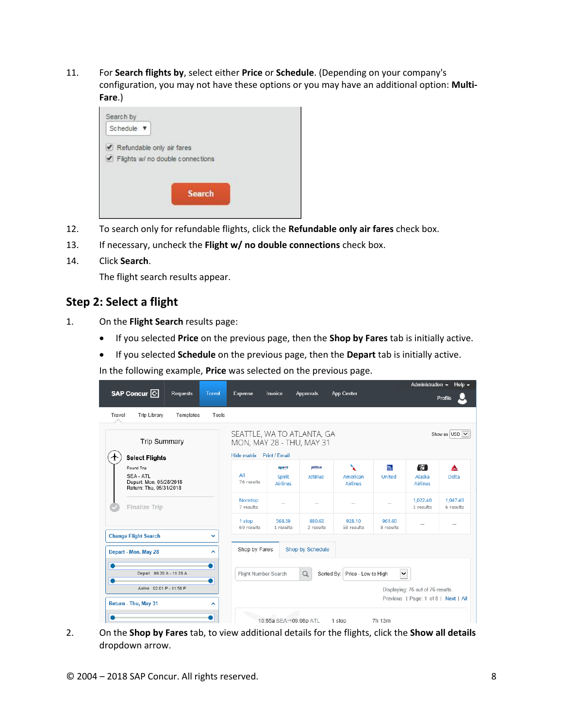11. For **Search flights by**, select either **Price** or **Schedule**. (Depending on your company's configuration, you may not have these options or you may have an additional option: **Multi-Fare**.)

12. To search only for refundable flights, click the **Refundable only air fares** check box.

13. If necessary, uncheck the **Flight w/ no double connections** check box.

14. Click **Search**.

    The flight search results appear.

## Step 2: Select a flight

1. On the **Flight Search** results page:

   - If you selected **Price** on the previous page, then the **Shop by Fares** tab is initially active.
   - If you selected **Schedule** on the previous page, then the **Depart** tab is initially active.

   In the following example, **Price** was selected on the previous page.

2. On the **Shop by Fares** tab, to view additional details for the flights, click the **Show all details** dropdown arrow.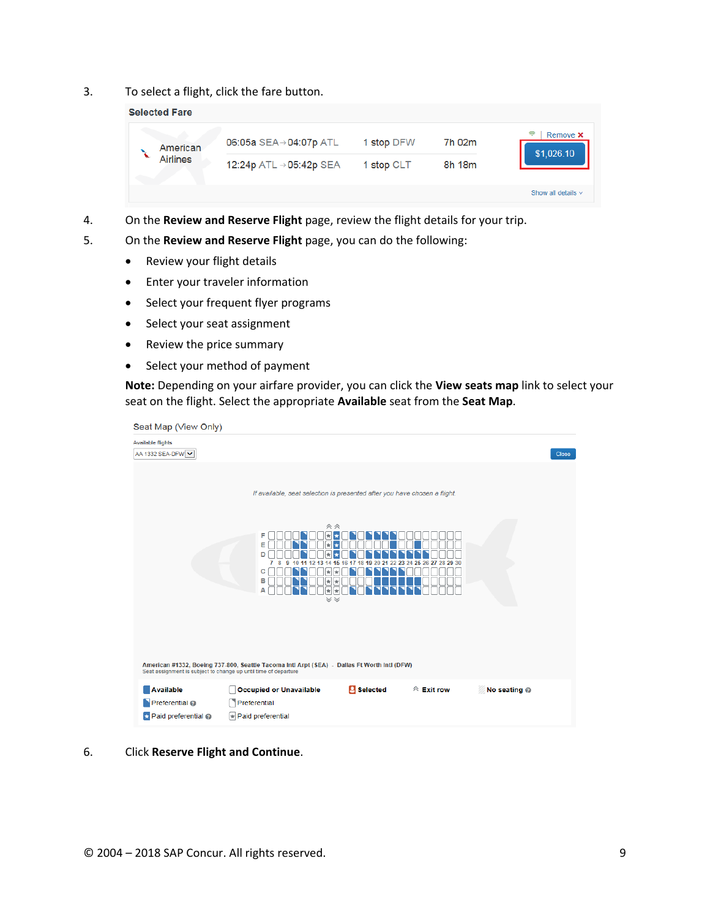3. To select a flight, click the fare button.

4. On the **Review and Reserve Flight** page, review the flight details for your trip.
5. On the **Review and Reserve Flight** page, you can do the following:
   - Review your flight details
   - Enter your traveler information
   - Select your frequent flyer programs
   - Select your seat assignment
   - Review the price summary
   - Select your method of payment

   **Note:** Depending on your airfare provider, you can click the **View seats map** link to select your seat on the flight. Select the appropriate **Available** seat from the **Seat Map**.

6. Click **Reserve Flight and Continue**.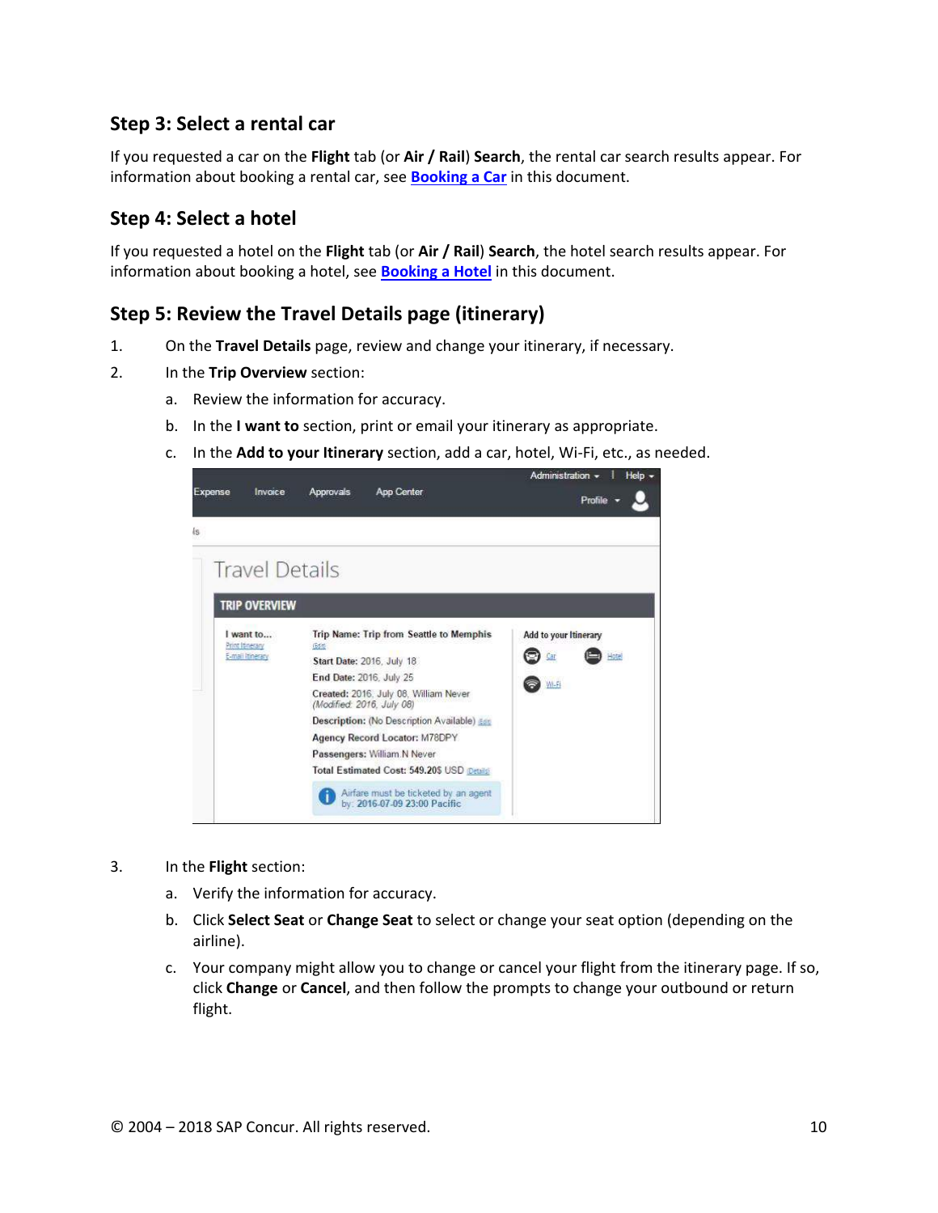## Step 3: Select a rental car

If you requested a car on the **Flight** tab (or **Air / Rail**) **Search**, the rental car search results appear. For information about booking a rental car, see **Booking a Car** in this document.

## Step 4: Select a hotel

If you requested a hotel on the **Flight** tab (or **Air / Rail**) **Search**, the hotel search results appear. For information about booking a hotel, see **Booking a Hotel** in this document.

## Step 5: Review the Travel Details page (itinerary)

1. On the **Travel Details** page, review and change your itinerary, if necessary.
2. In the **Trip Overview** section:
   a. Review the information for accuracy.
   b. In the **I want to** section, print or email your itinerary as appropriate.
   c. In the **Add to your Itinerary** section, add a car, hotel, Wi-Fi, etc., as needed.

3. In the **Flight** section:
   a. Verify the information for accuracy.
   b. Click **Select Seat** or **Change Seat** to select or change your seat option (depending on the airline).
   c. Your company might allow you to change or cancel your flight from the itinerary page. If so, click **Change** or **Cancel**, and then follow the prompts to change your outbound or return flight.

© 2004 – 2018 SAP Concur. All rights reserved.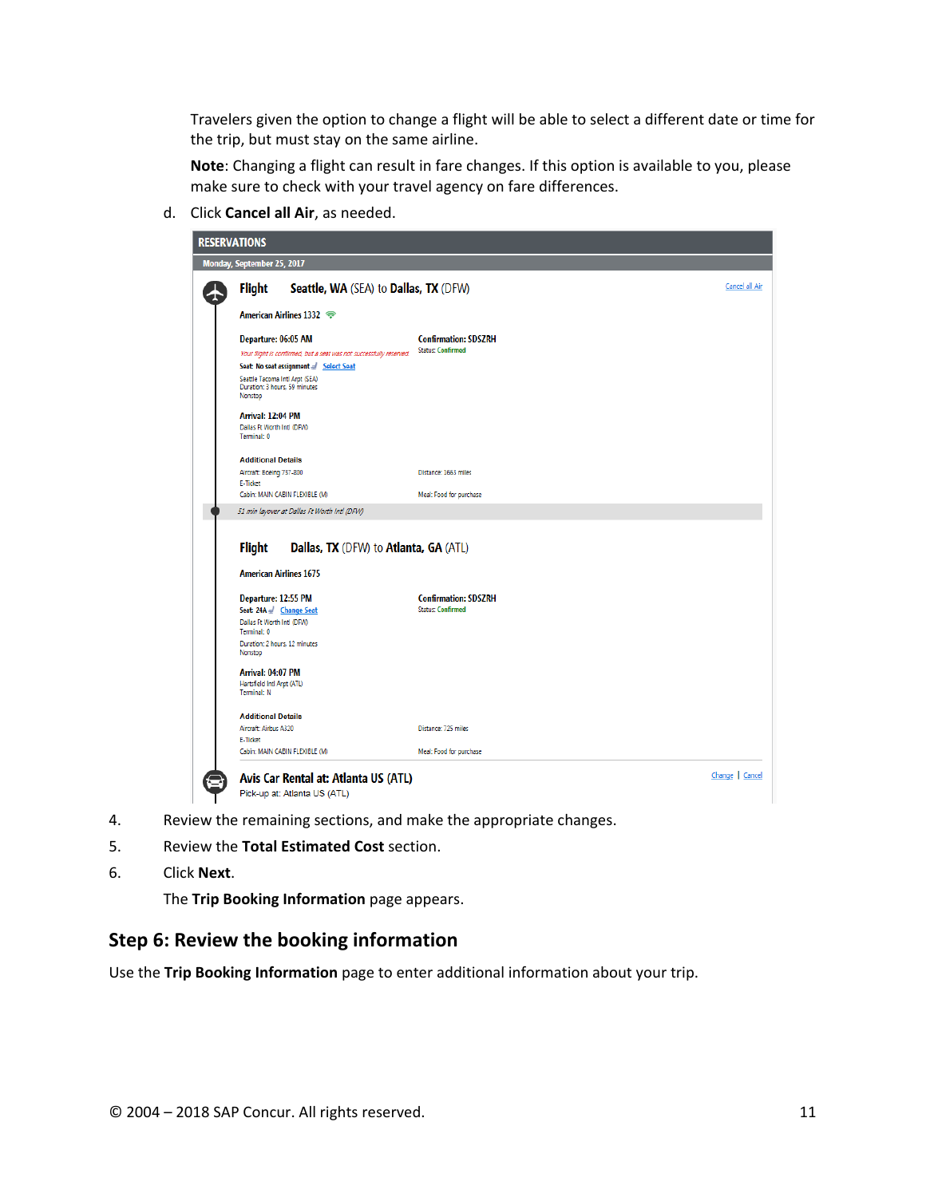Travelers given the option to change a flight will be able to select a different date or time for the trip, but must stay on the same airline.

**Note**: Changing a flight can result in fare changes. If this option is available to you, please make sure to check with your travel agency on fare differences.

d. Click **Cancel all Air**, as needed.

4. Review the remaining sections, and make the appropriate changes.
5. Review the **Total Estimated Cost** section.
6. Click **Next**.

   The **Trip Booking Information** page appears.

## Step 6: Review the booking information

Use the **Trip Booking Information** page to enter additional information about your trip.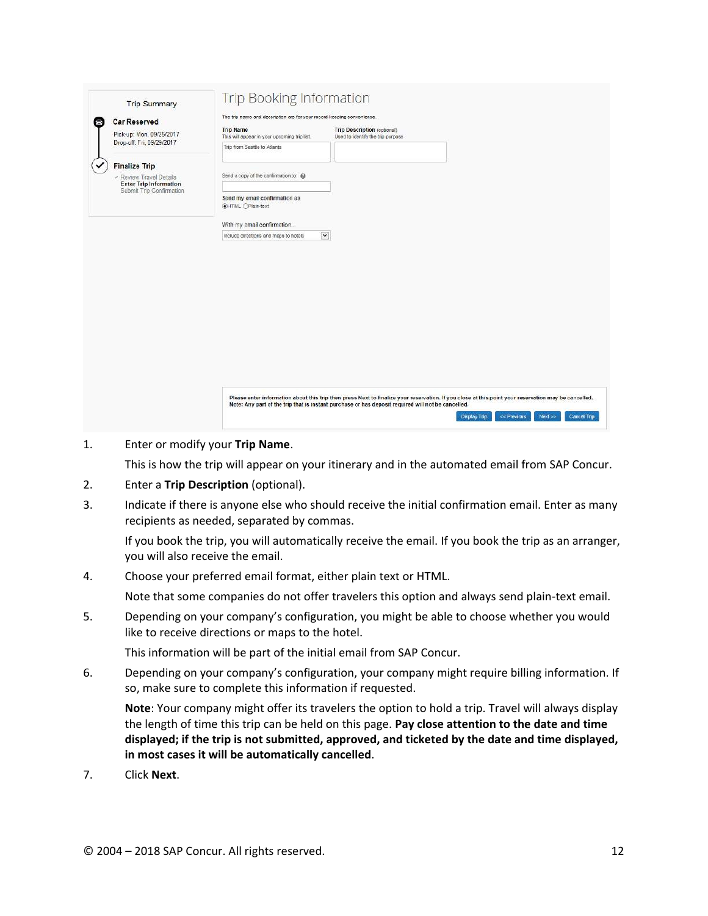1. Enter or modify your **Trip Name**.

   This is how the trip will appear on your itinerary and in the automated email from SAP Concur.

2. Enter a **Trip Description** (optional).

3. Indicate if there is anyone else who should receive the initial confirmation email. Enter as many recipients as needed, separated by commas.

   If you book the trip, you will automatically receive the email. If you book the trip as an arranger, you will also receive the email.

4. Choose your preferred email format, either plain text or HTML.

   Note that some companies do not offer travelers this option and always send plain-text email.

5. Depending on your company's configuration, you might be able to choose whether you would like to receive directions or maps to the hotel.

   This information will be part of the initial email from SAP Concur.

6. Depending on your company's configuration, your company might require billing information. If so, make sure to complete this information if requested.

   **Note**: Your company might offer its travelers the option to hold a trip. Travel will always display the length of time this trip can be held on this page. **Pay close attention to the date and time displayed; if the trip is not submitted, approved, and ticketed by the date and time displayed, in most cases it will be automatically cancelled**.

7. Click **Next**.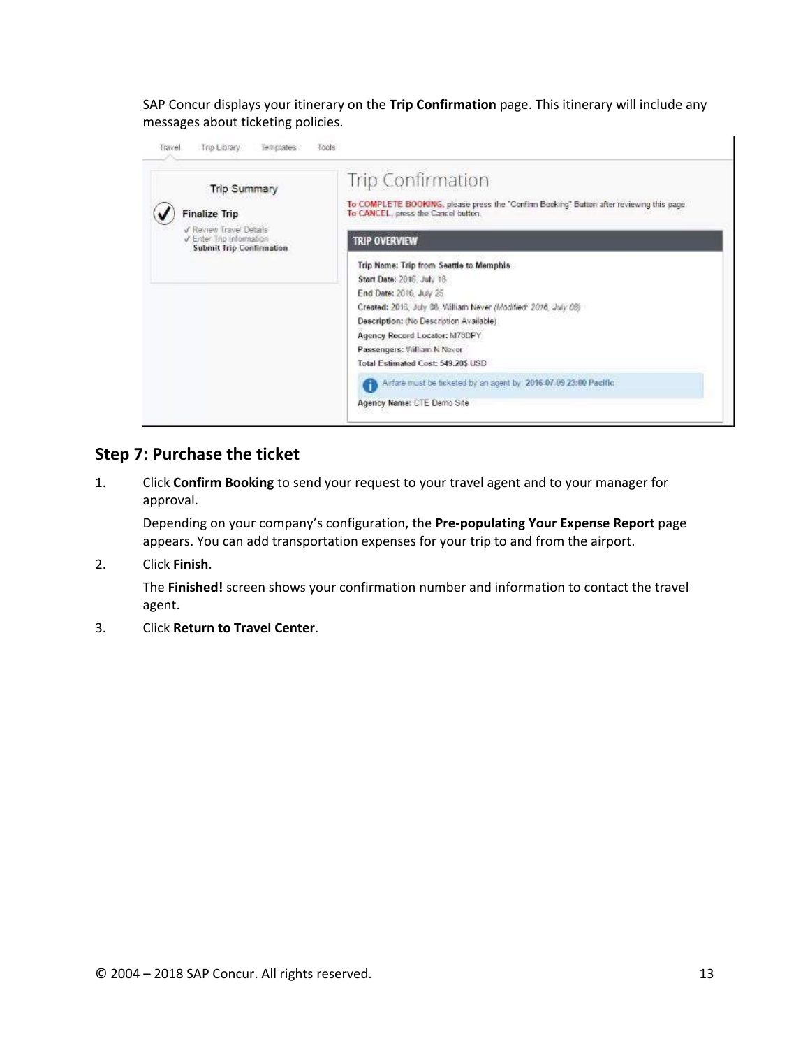SAP Concur displays your itinerary on the **Trip Confirmation** page. This itinerary will include any messages about ticketing policies.

## Step 7: Purchase the ticket

1. Click **Confirm Booking** to send your request to your travel agent and to your manager for approval.

   Depending on your company's configuration, the **Pre-populating Your Expense Report** page appears. You can add transportation expenses for your trip to and from the airport.

2. Click **Finish**.

   The **Finished!** screen shows your confirmation number and information to contact the travel agent.

3. Click **Return to Travel Center**.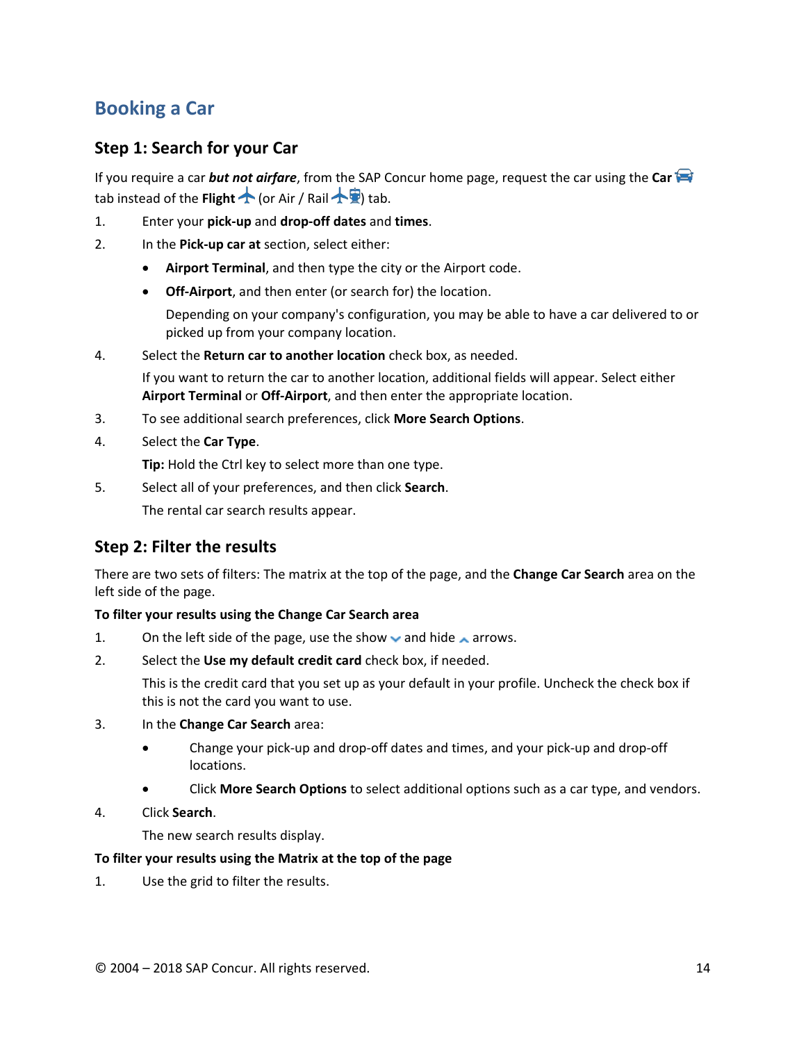## Booking a Car

### Step 1: Search for your Car

If you require a car ***but not airfare***, from the SAP Concur home page, request the car using the **Car** tab instead of the **Flight** (or Air / Rail ) tab.

1. Enter your **pick-up** and **drop-off dates** and **times**.
2. In the **Pick-up car at** section, select either:
   - **Airport Terminal**, and then type the city or the Airport code.
   - **Off-Airport**, and then enter (or search for) the location.

     Depending on your company's configuration, you may be able to have a car delivered to or picked up from your company location.

4. Select the **Return car to another location** check box, as needed.

   If you want to return the car to another location, additional fields will appear. Select either **Airport Terminal** or **Off-Airport**, and then enter the appropriate location.

3. To see additional search preferences, click **More Search Options**.
4. Select the **Car Type**.

   **Tip:** Hold the Ctrl key to select more than one type.

5. Select all of your preferences, and then click **Search**.

   The rental car search results appear.

### Step 2: Filter the results

There are two sets of filters: The matrix at the top of the page, and the **Change Car Search** area on the left side of the page.

**To filter your results using the Change Car Search area**

1. On the left side of the page, use the show and hide arrows.
2. Select the **Use my default credit card** check box, if needed.

   This is the credit card that you set up as your default in your profile. Uncheck the check box if this is not the card you want to use.

3. In the **Change Car Search** area:
   - Change your pick-up and drop-off dates and times, and your pick-up and drop-off locations.
   - Click **More Search Options** to select additional options such as a car type, and vendors.
4. Click **Search**.

   The new search results display.

**To filter your results using the Matrix at the top of the page**

1. Use the grid to filter the results.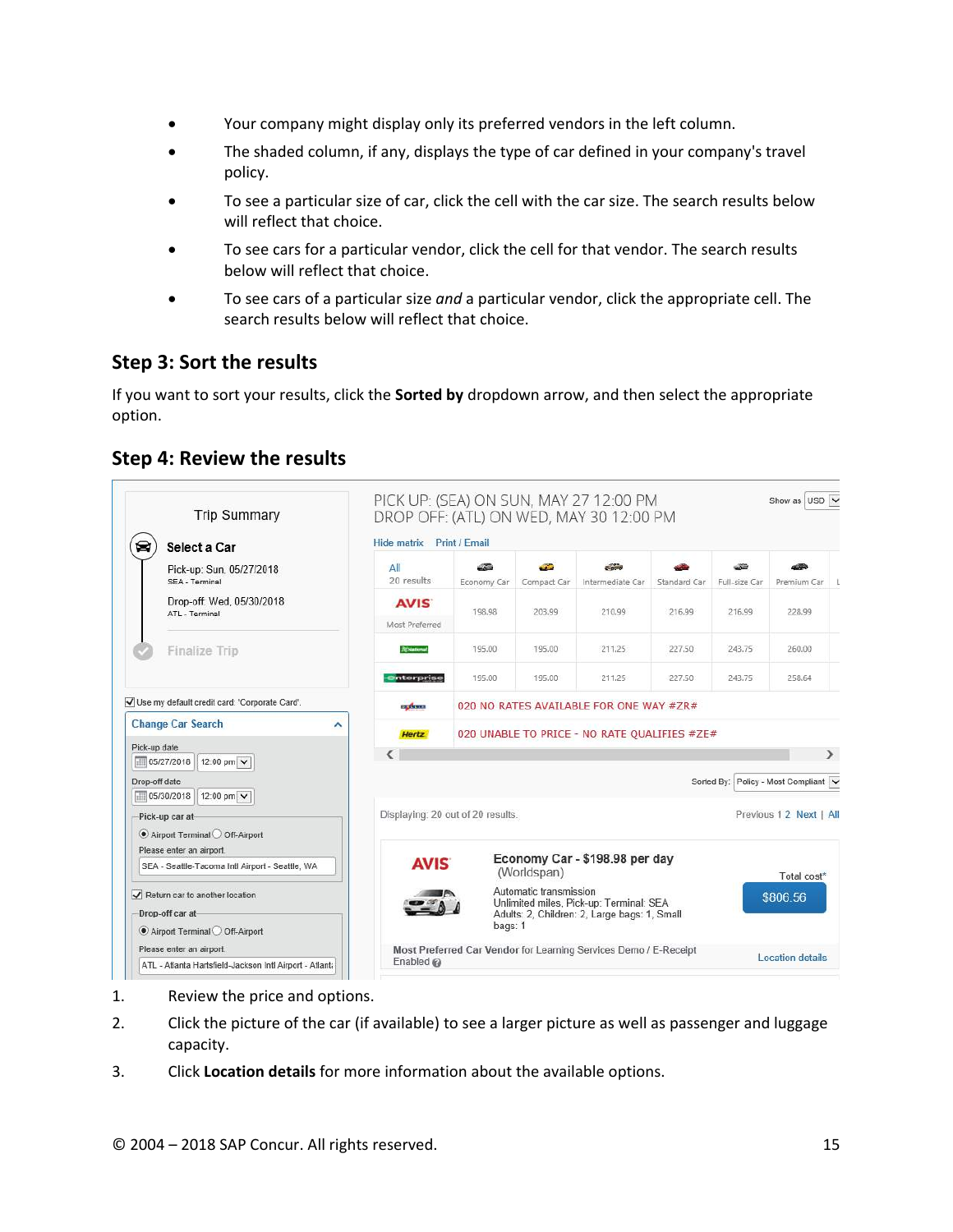- Your company might display only its preferred vendors in the left column.
- The shaded column, if any, displays the type of car defined in your company's travel policy.
- To see a particular size of car, click the cell with the car size. The search results below will reflect that choice.
- To see cars for a particular vendor, click the cell for that vendor. The search results below will reflect that choice.
- To see cars of a particular size *and* a particular vendor, click the appropriate cell. The search results below will reflect that choice.

## Step 3: Sort the results

If you want to sort your results, click the **Sorted by** dropdown arrow, and then select the appropriate option.

## Step 4: Review the results

1. Review the price and options.
2. Click the picture of the car (if available) to see a larger picture as well as passenger and luggage capacity.
3. Click **Location details** for more information about the available options.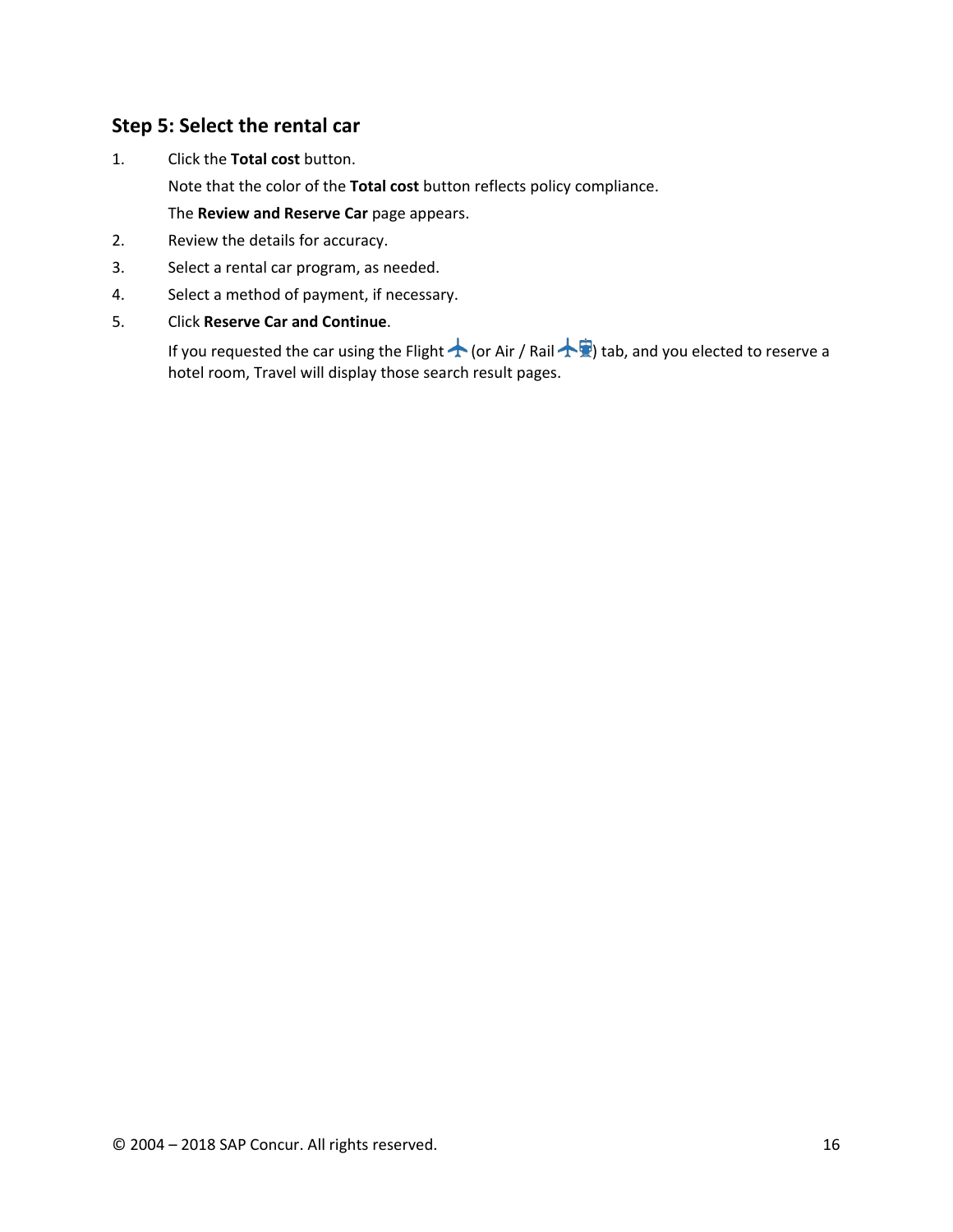## Step 5: Select the rental car

1. Click the **Total cost** button.

   Note that the color of the **Total cost** button reflects policy compliance.

   The **Review and Reserve Car** page appears.

2. Review the details for accuracy.
3. Select a rental car program, as needed.
4. Select a method of payment, if necessary.
5. Click **Reserve Car and Continue**.

   If you requested the car using the Flight (or Air / Rail ) tab, and you elected to reserve a hotel room, Travel will display those search result pages.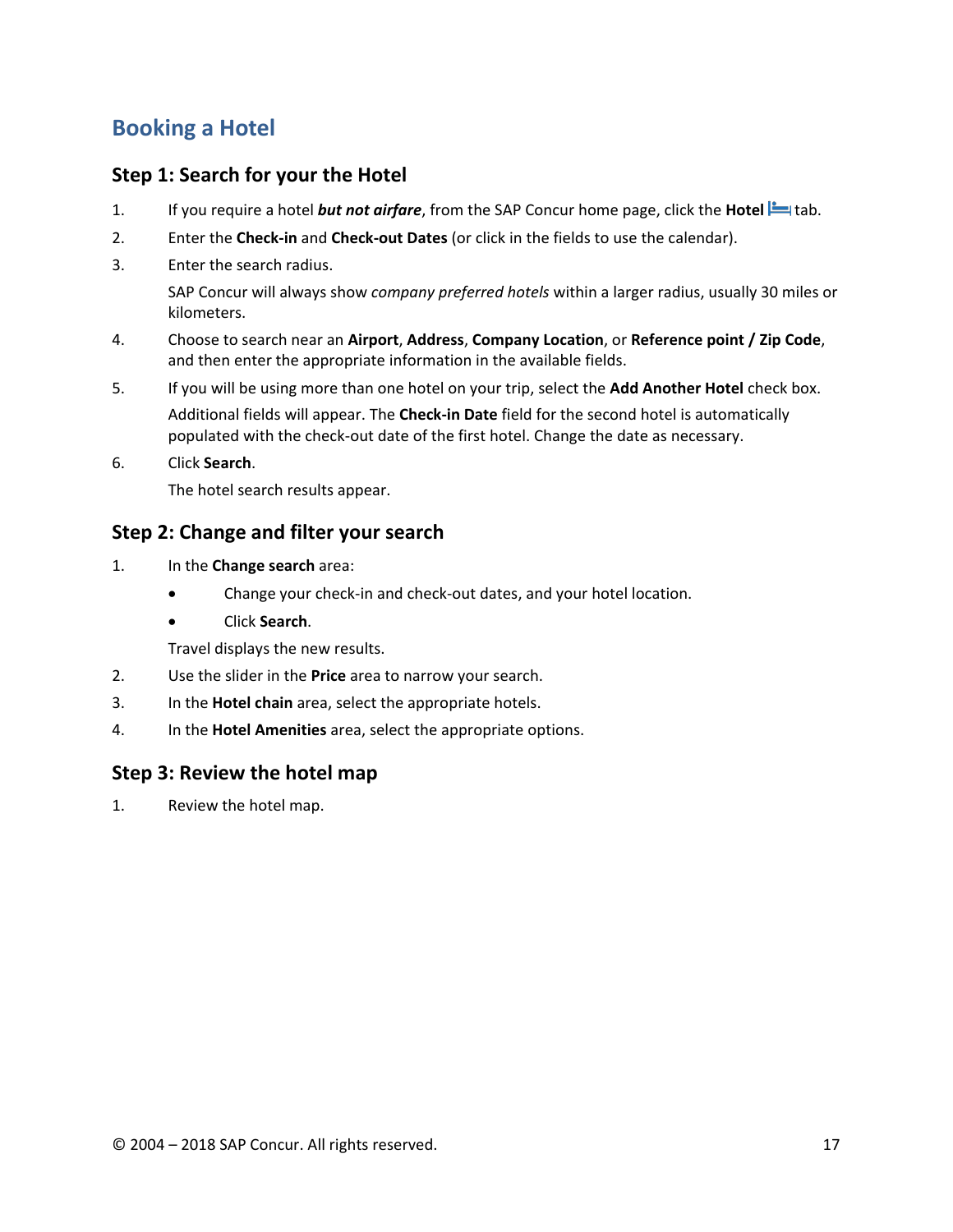## Booking a Hotel

### Step 1: Search for your the Hotel

1. If you require a hotel ***but not airfare***, from the SAP Concur home page, click the **Hotel** tab.
2. Enter the **Check-in** and **Check-out Dates** (or click in the fields to use the calendar).
3. Enter the search radius.

   SAP Concur will always show *company preferred hotels* within a larger radius, usually 30 miles or kilometers.
4. Choose to search near an **Airport**, **Address**, **Company Location**, or **Reference point / Zip Code**, and then enter the appropriate information in the available fields.
5. If you will be using more than one hotel on your trip, select the **Add Another Hotel** check box.

   Additional fields will appear. The **Check-in Date** field for the second hotel is automatically populated with the check-out date of the first hotel. Change the date as necessary.
6. Click **Search**.

   The hotel search results appear.

### Step 2: Change and filter your search

1. In the **Change search** area:
   - Change your check-in and check-out dates, and your hotel location.
   - Click **Search**.

   Travel displays the new results.
2. Use the slider in the **Price** area to narrow your search.
3. In the **Hotel chain** area, select the appropriate hotels.
4. In the **Hotel Amenities** area, select the appropriate options.

### Step 3: Review the hotel map

1. Review the hotel map.

© 2004 – 2018 SAP Concur. All rights reserved.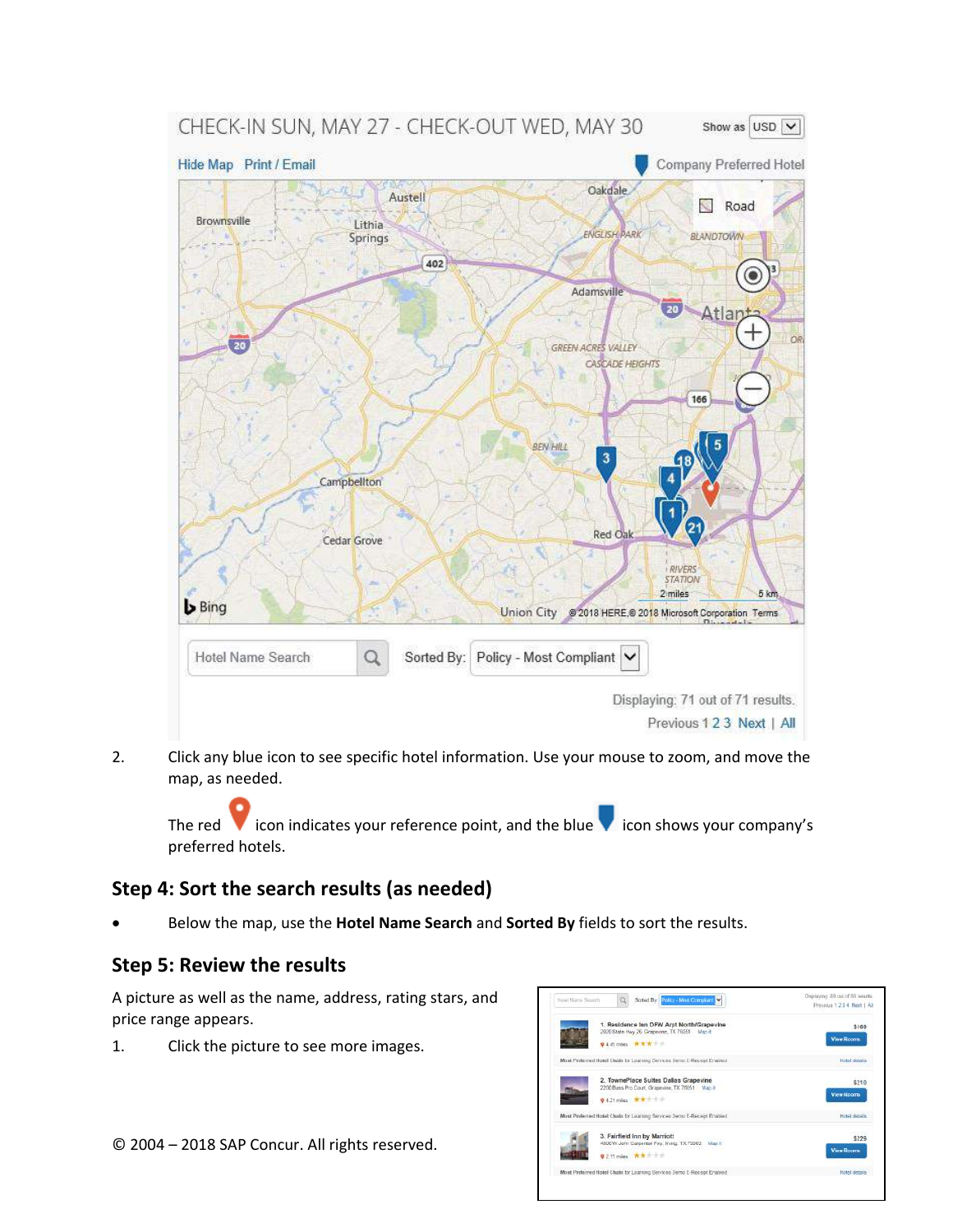2. Click any blue icon to see specific hotel information. Use your mouse to zoom, and move the map, as needed.

   The red icon indicates your reference point, and the blue icon shows your company's preferred hotels.

## Step 4: Sort the search results (as needed)

- Below the map, use the **Hotel Name Search** and **Sorted By** fields to sort the results.

## Step 5: Review the results

A picture as well as the name, address, rating stars, and price range appears.

1. Click the picture to see more images.

© 2004 – 2018 SAP Concur. All rights reserved.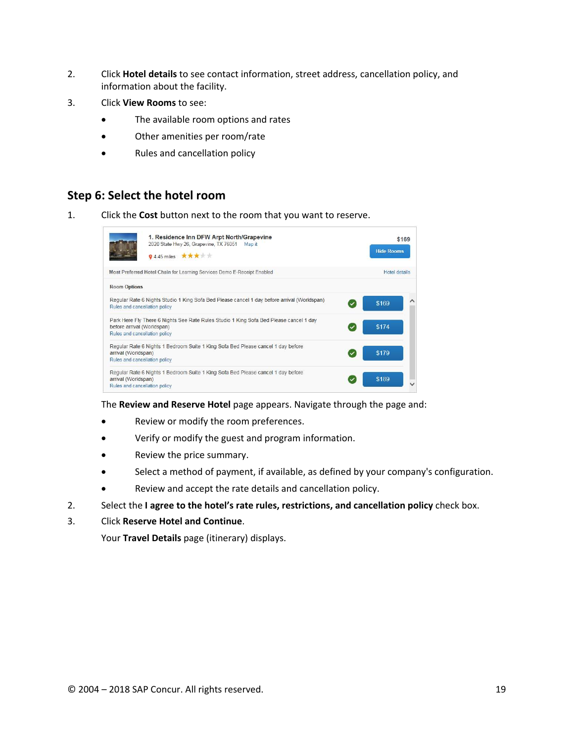2. Click **Hotel details** to see contact information, street address, cancellation policy, and information about the facility.
3. Click **View Rooms** to see:
   - The available room options and rates
   - Other amenities per room/rate
   - Rules and cancellation policy

## Step 6: Select the hotel room

1. Click the **Cost** button next to the room that you want to reserve.

   The **Review and Reserve Hotel** page appears. Navigate through the page and:

   - Review or modify the room preferences.
   - Verify or modify the guest and program information.
   - Review the price summary.
   - Select a method of payment, if available, as defined by your company's configuration.
   - Review and accept the rate details and cancellation policy.

2. Select the **I agree to the hotel's rate rules, restrictions, and cancellation policy** check box.
3. Click **Reserve Hotel and Continue**.

   Your **Travel Details** page (itinerary) displays.

© 2004 – 2018 SAP Concur. All rights reserved.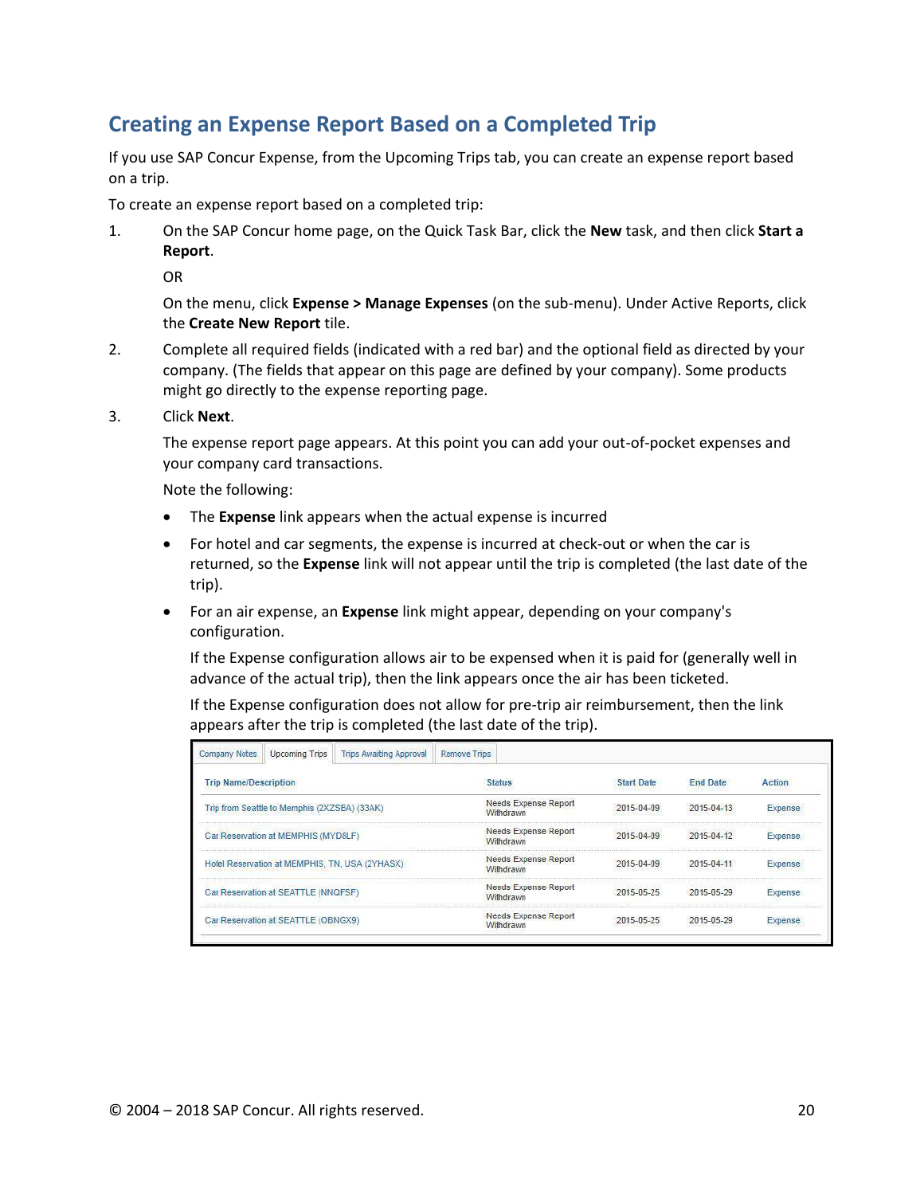## Creating an Expense Report Based on a Completed Trip

If you use SAP Concur Expense, from the Upcoming Trips tab, you can create an expense report based on a trip.

To create an expense report based on a completed trip:

1. On the SAP Concur home page, on the Quick Task Bar, click the **New** task, and then click **Start a Report**.

   OR

   On the menu, click **Expense > Manage Expenses** (on the sub-menu). Under Active Reports, click the **Create New Report** tile.

2. Complete all required fields (indicated with a red bar) and the optional field as directed by your company. (The fields that appear on this page are defined by your company). Some products might go directly to the expense reporting page.

3. Click **Next**.

   The expense report page appears. At this point you can add your out-of-pocket expenses and your company card transactions.

   Note the following:

   - The **Expense** link appears when the actual expense is incurred
   - For hotel and car segments, the expense is incurred at check-out or when the car is returned, so the **Expense** link will not appear until the trip is completed (the last date of the trip).
   - For an air expense, an **Expense** link might appear, depending on your company's configuration.

     If the Expense configuration allows air to be expensed when it is paid for (generally well in advance of the actual trip), then the link appears once the air has been ticketed.

     If the Expense configuration does not allow for pre-trip air reimbursement, then the link appears after the trip is completed (the last date of the trip).

Company Notes | Upcoming Trips | Trips Awaiting Approval | Remove Trips

| Trip Name/Description | Status | Start Date | End Date | Action |
|---|---|---|---|---|
| Trip from Seattle to Memphis (2XZSBA) (33AK) | Needs Expense Report Withdrawn | 2015-04-09 | 2015-04-13 | Expense |
| Car Reservation at MEMPHIS (MYD8LF) | Needs Expense Report Withdrawn | 2015-04-09 | 2015-04-12 | Expense |
| Hotel Reservation at MEMPHIS, TN, USA (2YHASX) | Needs Expense Report Withdrawn | 2015-04-09 | 2015-04-11 | Expense |
| Car Reservation at SEATTLE (NNQFSF) | Needs Expense Report Withdrawn | 2015-05-25 | 2015-05-29 | Expense |
| Car Reservation at SEATTLE (OBNGX9) | Needs Expense Report Withdrawn | 2015-05-25 | 2015-05-29 | Expense |

© 2004 – 2018 SAP Concur. All rights reserved.